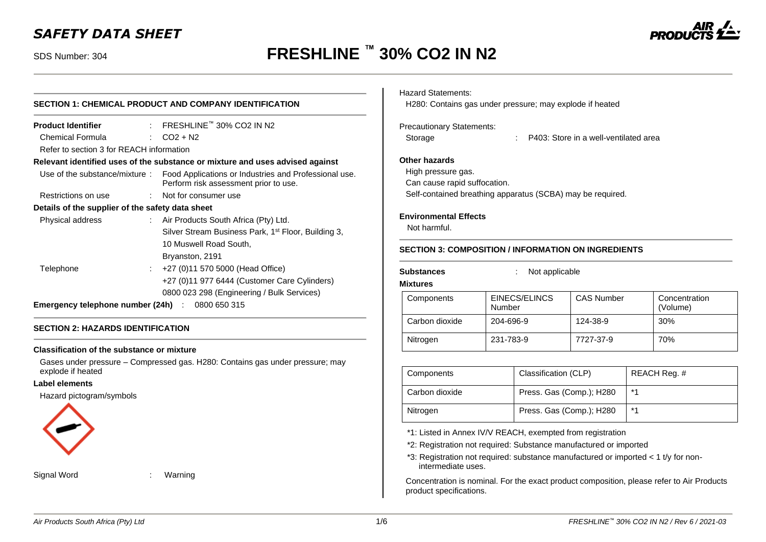# SAFETY DATA SHEET

SDS Number: 304

# FRESHLINE ™ 30% CO2 IN N2

## SECTION 1: CHEMICAL PRODUCT AND COMPANY IDENTIFICATION

**Product Identifier** : FRESHLINE™ 30% CO2 IN N2

Chemical Formula : $CO_2 + N_2$

Refer to section 3 for REACH information

**Relevant identified uses of the substance or mixture and uses advised against**

Use of the substance/mixture : Food Applications or Industries and Professional use. Perform risk assessment prior to use.

Restrictions on use : Not for consumer use

**Details of the supplier of the safety data sheet**

Physical address : Air Products South Africa (Pty) Ltd.
Silver Stream Business Park, 1st Floor, Building 3,
10 Muswell Road South,
Bryanston, 2191

Telephone : +27 (0)11 570 5000 (Head Office)
+27 (0)11 977 6444 (Customer Care Cylinders)
0800 023 298 (Engineering / Bulk Services)

**Emergency telephone number (24h)** : 0800 650 315

## SECTION 2: HAZARDS IDENTIFICATION

**Classification of the substance or mixture**

Gases under pressure – Compressed gas. H280: Contains gas under pressure; may explode if heated

**Label elements**

Hazard pictogram/symbols

Signal Word : Warning

Hazard Statements:

H280: Contains gas under pressure; may explode if heated

Precautionary Statements:

Storage : P403: Store in a well-ventilated area

**Other hazards**

High pressure gas.
Can cause rapid suffocation.
Self-contained breathing apparatus (SCBA) may be required.

**Environmental Effects**

Not harmful.

## SECTION 3: COMPOSITION / INFORMATION ON INGREDIENTS

**Substances** : Not applicable

**Mixtures**

| Components | EINECS/ELINCS Number | CAS Number | Concentration (Volume) |
|---|---|---|---|
| Carbon dioxide | 204-696-9 | 124-38-9 | 30% |
| Nitrogen | 231-783-9 | 7727-37-9 | 70% |

| Components | Classification (CLP) | REACH Reg. # |
|---|---|---|
| Carbon dioxide | Press. Gas (Comp.); H280 | *1 |
| Nitrogen | Press. Gas (Comp.); H280 | *1 |

*1: Listed in Annex IV/V REACH, exempted from registration

*2: Registration not required: Substance manufactured or imported

*3: Registration not required: substance manufactured or imported < 1 t/y for non-intermediate uses.

Concentration is nominal. For the exact product composition, please refer to Air Products product specifications.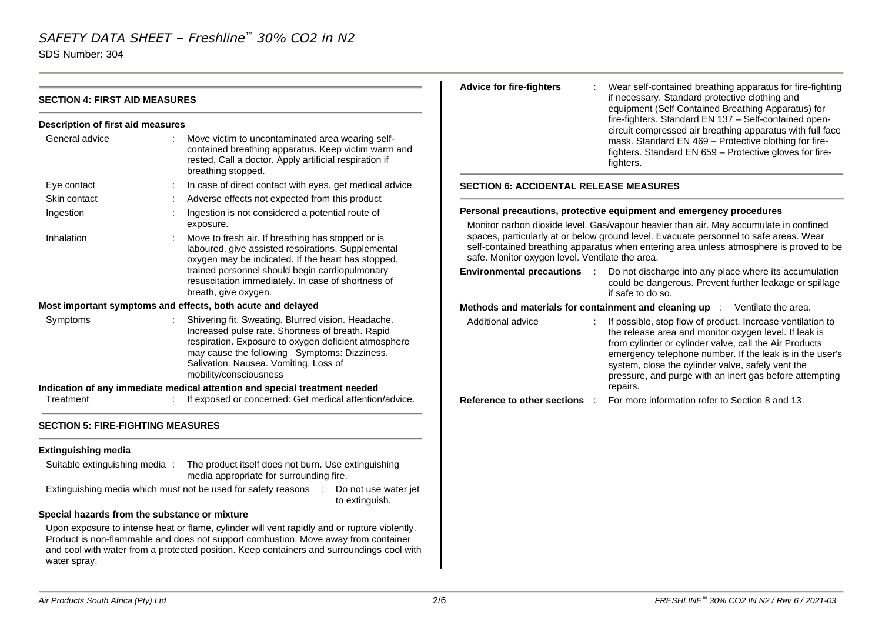## SECTION 4: FIRST AID MEASURES

### Description of first aid measures

| | |
|---|---|
| General advice | Move victim to uncontaminated area wearing self-contained breathing apparatus. Keep victim warm and rested. Call a doctor. Apply artificial respiration if breathing stopped. |
| Eye contact | In case of direct contact with eyes, get medical advice |
| Skin contact | Adverse effects not expected from this product |
| Ingestion | Ingestion is not considered a potential route of exposure. |
| Inhalation | Move to fresh air. If breathing has stopped or is laboured, give assisted respirations. Supplemental oxygen may be indicated. If the heart has stopped, trained personnel should begin cardiopulmonary resuscitation immediately. In case of shortness of breath, give oxygen. |

### Most important symptoms and effects, both acute and delayed

| | |
|---|---|
| Symptoms | Shivering fit. Sweating. Blurred vision. Headache. Increased pulse rate. Shortness of breath. Rapid respiration. Exposure to oxygen deficient atmosphere may cause the following Symptoms: Dizziness. Salivation. Nausea. Vomiting. Loss of mobility/consciousness |

### Indication of any immediate medical attention and special treatment needed

| | |
|---|---|
| Treatment | If exposed or concerned: Get medical attention/advice. |

## SECTION 5: FIRE-FIGHTING MEASURES

### Extinguishing media

Suitable extinguishing media : The product itself does not burn. Use extinguishing media appropriate for surrounding fire.

Extinguishing media which must not be used for safety reasons : Do not use water jet to extinguish.

### Special hazards from the substance or mixture

Upon exposure to intense heat or flame, cylinder will vent rapidly and or rupture violently. Product is non-flammable and does not support combustion. Move away from container and cool with water from a protected position. Keep containers and surroundings cool with water spray.

**Advice for fire-fighters** : Wear self-contained breathing apparatus for fire-fighting if necessary. Standard protective clothing and equipment (Self Contained Breathing Apparatus) for fire-fighters. Standard EN 137 – Self-contained open-circuit compressed air breathing apparatus with full face mask. Standard EN 469 – Protective clothing for fire-fighters. Standard EN 659 – Protective gloves for fire-fighters.

## SECTION 6: ACCIDENTAL RELEASE MEASURES

### Personal precautions, protective equipment and emergency procedures

Monitor carbon dioxide level. Gas/vapour heavier than air. May accumulate in confined spaces, particularly at or below ground level. Evacuate personnel to safe areas. Wear self-contained breathing apparatus when entering area unless atmosphere is proved to be safe. Monitor oxygen level. Ventilate the area.

**Environmental precautions** : Do not discharge into any place where its accumulation could be dangerous. Prevent further leakage or spillage if safe to do so.

**Methods and materials for containment and cleaning up** : Ventilate the area.

Additional advice : If possible, stop flow of product. Increase ventilation to the release area and monitor oxygen level. If leak is from cylinder or cylinder valve, call the Air Products emergency telephone number. If the leak is in the user's system, close the cylinder valve, safely vent the pressure, and purge with an inert gas before attempting repairs.

**Reference to other sections** : For more information refer to Section 8 and 13.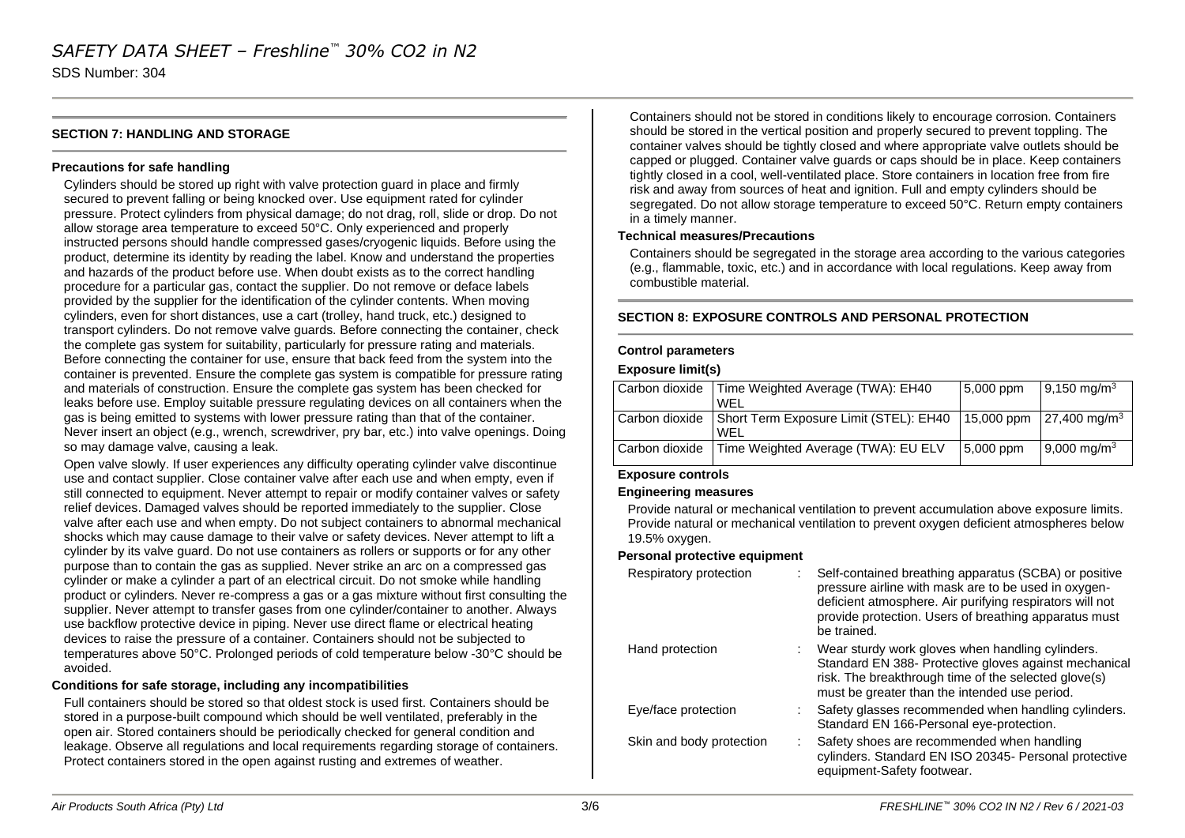## SECTION 7: HANDLING AND STORAGE

**Precautions for safe handling**

Cylinders should be stored up right with valve protection guard in place and firmly secured to prevent falling or being knocked over. Use equipment rated for cylinder pressure. Protect cylinders from physical damage; do not drag, roll, slide or drop. Do not allow storage area temperature to exceed 50°C. Only experienced and properly instructed persons should handle compressed gases/cryogenic liquids. Before using the product, determine its identity by reading the label. Know and understand the properties and hazards of the product before use. When doubt exists as to the correct handling procedure for a particular gas, contact the supplier. Do not remove or deface labels provided by the supplier for the identification of the cylinder contents. When moving cylinders, even for short distances, use a cart (trolley, hand truck, etc.) designed to transport cylinders. Do not remove valve guards. Before connecting the container, check the complete gas system for suitability, particularly for pressure rating and materials. Before connecting the container for use, ensure that back feed from the system into the container is prevented. Ensure the complete gas system is compatible for pressure rating and materials of construction. Ensure the complete gas system has been checked for leaks before use. Employ suitable pressure regulating devices on all containers when the gas is being emitted to systems with lower pressure rating than that of the container. Never insert an object (e.g., wrench, screwdriver, pry bar, etc.) into valve openings. Doing so may damage valve, causing a leak.

Open valve slowly. If user experiences any difficulty operating cylinder valve discontinue use and contact supplier. Close container valve after each use and when empty, even if still connected to equipment. Never attempt to repair or modify container valves or safety relief devices. Damaged valves should be reported immediately to the supplier. Close valve after each use and when empty. Do not subject containers to abnormal mechanical shocks which may cause damage to their valve or safety devices. Never attempt to lift a cylinder by its valve guard. Do not use containers as rollers or supports or for any other purpose than to contain the gas as supplied. Never strike an arc on a compressed gas cylinder or make a cylinder a part of an electrical circuit. Do not smoke while handling product or cylinders. Never re-compress a gas or a gas mixture without first consulting the supplier. Never attempt to transfer gases from one cylinder/container to another. Always use backflow protective device in piping. Never use direct flame or electrical heating devices to raise the pressure of a container. Containers should not be subjected to temperatures above 50°C. Prolonged periods of cold temperature below -30°C should be avoided.

**Conditions for safe storage, including any incompatibilities**

Full containers should be stored so that oldest stock is used first. Containers should be stored in a purpose-built compound which should be well ventilated, preferably in the open air. Stored containers should be periodically checked for general condition and leakage. Observe all regulations and local requirements regarding storage of containers. Protect containers stored in the open against rusting and extremes of weather. Containers should not be stored in conditions likely to encourage corrosion. Containers should be stored in the vertical position and properly secured to prevent toppling. The container valves should be tightly closed and where appropriate valve outlets should be capped or plugged. Container valve guards or caps should be in place. Keep containers tightly closed in a cool, well-ventilated place. Store containers in location free from fire risk and away from sources of heat and ignition. Full and empty cylinders should be segregated. Do not allow storage temperature to exceed 50°C. Return empty containers in a timely manner.

**Technical measures/Precautions**

Containers should be segregated in the storage area according to the various categories (e.g., flammable, toxic, etc.) and in accordance with local regulations. Keep away from combustible material.

## SECTION 8: EXPOSURE CONTROLS AND PERSONAL PROTECTION

**Control parameters**

**Exposure limit(s)**

| | | | |
|---|---|---|---|
| Carbon dioxide | Time Weighted Average (TWA): EH40 WEL | 5,000 ppm | 9,150 mg/m$^3$ |
| Carbon dioxide | Short Term Exposure Limit (STEL): EH40 WEL | 15,000 ppm | 27,400 mg/m$^3$ |
| Carbon dioxide | Time Weighted Average (TWA): EU ELV | 5,000 ppm | 9,000 mg/m$^3$ |

**Exposure controls**

**Engineering measures**

Provide natural or mechanical ventilation to prevent accumulation above exposure limits. Provide natural or mechanical ventilation to prevent oxygen deficient atmospheres below 19.5% oxygen.

**Personal protective equipment**

| | |
|---|---|
| Respiratory protection | : Self-contained breathing apparatus (SCBA) or positive pressure airline with mask are to be used in oxygen-deficient atmosphere. Air purifying respirators will not provide protection. Users of breathing apparatus must be trained. |
| Hand protection | : Wear sturdy work gloves when handling cylinders. Standard EN 388- Protective gloves against mechanical risk. The breakthrough time of the selected glove(s) must be greater than the intended use period. |
| Eye/face protection | : Safety glasses recommended when handling cylinders. Standard EN 166-Personal eye-protection. |
| Skin and body protection | : Safety shoes are recommended when handling cylinders. Standard EN ISO 20345- Personal protective equipment-Safety footwear. |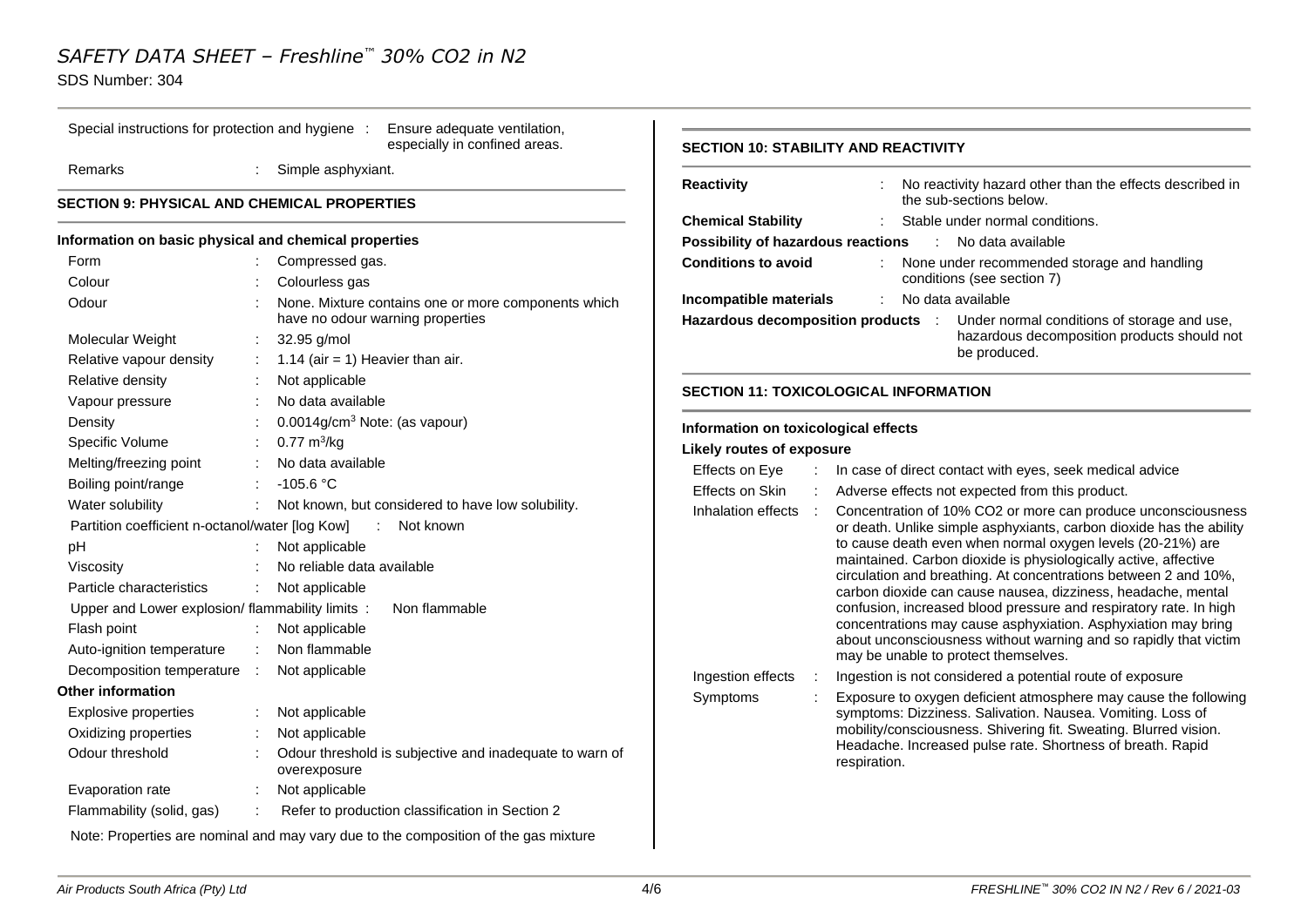Special instructions for protection and hygiene : Ensure adequate ventilation, especially in confined areas.

Remarks : Simple asphyxiant.

## SECTION 9: PHYSICAL AND CHEMICAL PROPERTIES

### Information on basic physical and chemical properties

| Property | | Value |
|---|---|---|
| Form | : | Compressed gas. |
| Colour | : | Colourless gas |
| Odour | : | None. Mixture contains one or more components which have no odour warning properties |
| Molecular Weight | : | 32.95 g/mol |
| Relative vapour density | : | 1.14 (air = 1) Heavier than air. |
| Relative density | : | Not applicable |
| Vapour pressure | : | No data available |
| Density | : | 0.0014g/cm$^3$ Note: (as vapour) |
| Specific Volume | : | 0.77 m$^3$/kg |
| Melting/freezing point | : | No data available |
| Boiling point/range | : | -105.6 °C |
| Water solubility | : | Not known, but considered to have low solubility. |
| Partition coefficient n-octanol/water [log Kow] | : | Not known |
| pH | : | Not applicable |
| Viscosity | : | No reliable data available |
| Particle characteristics | : | Not applicable |
| Upper and Lower explosion/ flammability limits | : | Non flammable |
| Flash point | : | Not applicable |
| Auto-ignition temperature | : | Non flammable |
| Decomposition temperature | : | Not applicable |

**Other information**

| Property | | Value |
|---|---|---|
| Explosive properties | : | Not applicable |
| Oxidizing properties | : | Not applicable |
| Odour threshold | : | Odour threshold is subjective and inadequate to warn of overexposure |
| Evaporation rate | : | Not applicable |
| Flammability (solid, gas) | : | Refer to production classification in Section 2 |

Note: Properties are nominal and may vary due to the composition of the gas mixture

## SECTION 10: STABILITY AND REACTIVITY

**Reactivity** : No reactivity hazard other than the effects described in the sub-sections below.

**Chemical Stability** : Stable under normal conditions.

**Possibility of hazardous reactions** : No data available

**Conditions to avoid** : None under recommended storage and handling conditions (see section 7)

**Incompatible materials** : No data available

**Hazardous decomposition products** : Under normal conditions of storage and use, hazardous decomposition products should not be produced.

## SECTION 11: TOXICOLOGICAL INFORMATION

### Information on toxicological effects

**Likely routes of exposure**

Effects on Eye : In case of direct contact with eyes, seek medical advice

Effects on Skin : Adverse effects not expected from this product.

Inhalation effects : Concentration of 10% CO2 or more can produce unconsciousness or death. Unlike simple asphyxiants, carbon dioxide has the ability to cause death even when normal oxygen levels (20-21%) are maintained. Carbon dioxide is physiologically active, affective circulation and breathing. At concentrations between 2 and 10%, carbon dioxide can cause nausea, dizziness, headache, mental confusion, increased blood pressure and respiratory rate. In high concentrations may cause asphyxiation. Asphyxiation may bring about unconsciousness without warning and so rapidly that victim may be unable to protect themselves.

Ingestion effects : Ingestion is not considered a potential route of exposure

Symptoms : Exposure to oxygen deficient atmosphere may cause the following symptoms: Dizziness. Salivation. Nausea. Vomiting. Loss of mobility/consciousness. Shivering fit. Sweating. Blurred vision. Headache. Increased pulse rate. Shortness of breath. Rapid respiration.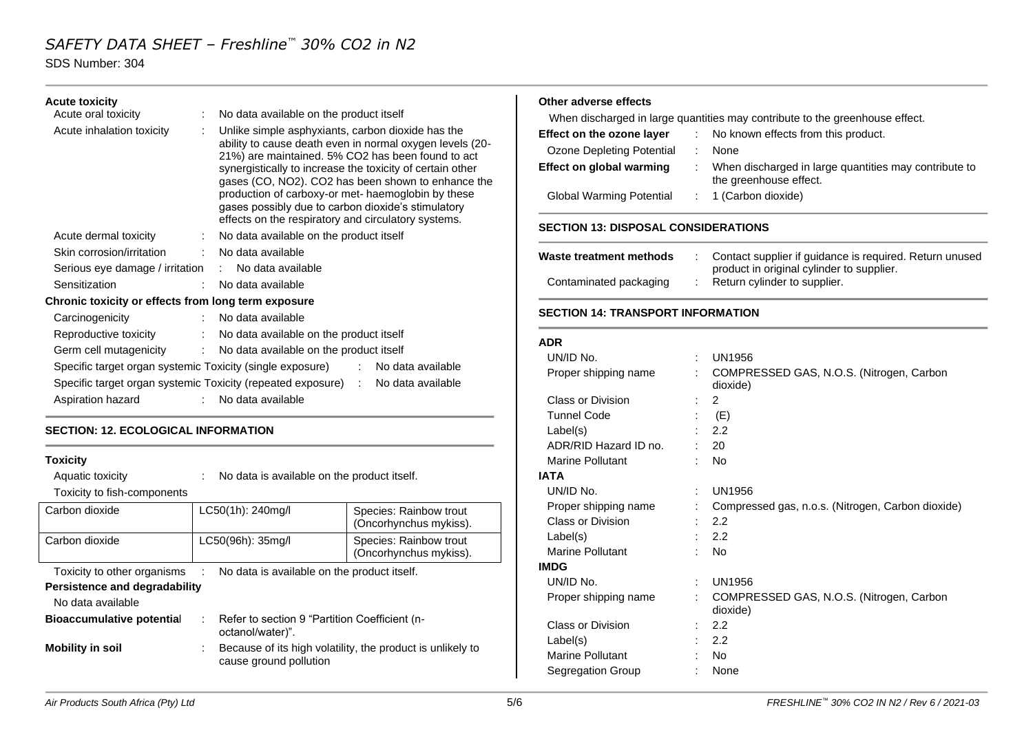**Acute toxicity**

| | | |
|---|---|---|
| Acute oral toxicity | : | No data available on the product itself |
| Acute inhalation toxicity | : | Unlike simple asphyxiants, carbon dioxide has the ability to cause death even in normal oxygen levels (20-21%) are maintained. 5% $CO_2$ has been found to act synergistically to increase the toxicity of certain other gases (CO, $NO_2$). $CO_2$ has been shown to enhance the production of carboxy-or met- haemoglobin by these gases possibly due to carbon dioxide's stimulatory effects on the respiratory and circulatory systems. |
| Acute dermal toxicity | : | No data available on the product itself |
| Skin corrosion/irritation | : | No data available |
| Serious eye damage / irritation | : | No data available |
| Sensitization | : | No data available |

**Chronic toxicity or effects from long term exposure**

| | | |
|---|---|---|
| Carcinogenicity | : | No data available |
| Reproductive toxicity | : | No data available on the product itself |
| Germ cell mutagenicity | : | No data available on the product itself |
| Specific target organ systemic Toxicity (single exposure) | : | No data available |
| Specific target organ systemic Toxicity (repeated exposure) | : | No data available |
| Aspiration hazard | : | No data available |

## SECTION: 12. ECOLOGICAL INFORMATION

**Toxicity**

Aquatic toxicity : No data is available on the product itself.

Toxicity to fish-components

| | | |
|---|---|---|
| Carbon dioxide | LC50(1h): 240mg/l | Species: Rainbow trout (Oncorhynchus mykiss). |
| Carbon dioxide | LC50(96h): 35mg/l | Species: Rainbow trout (Oncorhynchus mykiss). |

Toxicity to other organisms : No data is available on the product itself.

**Persistence and degradability**

No data available

**Bioaccumulative potential** : Refer to section 9 "Partition Coefficient (n-octanol/water)".

**Mobility in soil** : Because of its high volatility, the product is unlikely to cause ground pollution

**Other adverse effects**

When discharged in large quantities may contribute to the greenhouse effect.

| | | |
|---|---|---|
| **Effect on the ozone layer** | : | No known effects from this product. |
| Ozone Depleting Potential | : | None |
| **Effect on global warming** | : | When discharged in large quantities may contribute to the greenhouse effect. |
| Global Warming Potential | : | 1 (Carbon dioxide) |

## SECTION 13: DISPOSAL CONSIDERATIONS

| | | |
|---|---|---|
| **Waste treatment methods** | : | Contact supplier if guidance is required. Return unused product in original cylinder to supplier. |
| Contaminated packaging | : | Return cylinder to supplier. |

## SECTION 14: TRANSPORT INFORMATION

**ADR**

| | | |
|---|---|---|
| UN/ID No. | : | UN1956 |
| Proper shipping name | : | COMPRESSED GAS, N.O.S. (Nitrogen, Carbon dioxide) |
| Class or Division | : | 2 |
| Tunnel Code | : | (E) |
| Label(s) | : | 2.2 |
| ADR/RID Hazard ID no. | : | 20 |
| Marine Pollutant | : | No |

**IATA**

| | | |
|---|---|---|
| UN/ID No. | : | UN1956 |
| Proper shipping name | : | Compressed gas, n.o.s. (Nitrogen, Carbon dioxide) |
| Class or Division | : | 2.2 |
| Label(s) | : | 2.2 |
| Marine Pollutant | : | No |

**IMDG**

| | | |
|---|---|---|
| UN/ID No. | : | UN1956 |
| Proper shipping name | : | COMPRESSED GAS, N.O.S. (Nitrogen, Carbon dioxide) |
| Class or Division | : | 2.2 |
| Label(s) | : | 2.2 |
| Marine Pollutant | : | No |
| Segregation Group | : | None |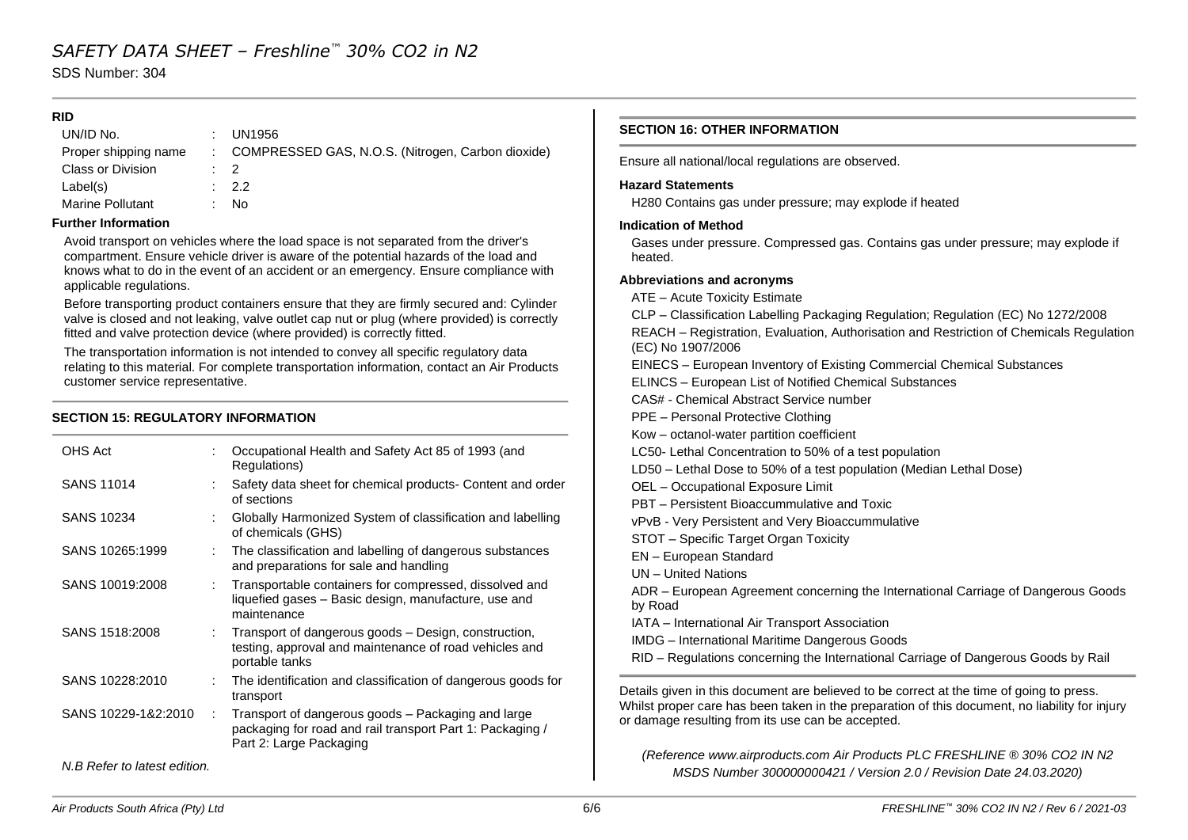**RID**

| | | |
|---|---|---|
| UN/ID No. | : | UN1956 |
| Proper shipping name | : | COMPRESSED GAS, N.O.S. (Nitrogen, Carbon dioxide) |
| Class or Division | : | 2 |
| Label(s) | : | 2.2 |
| Marine Pollutant | : | No |

**Further Information**

Avoid transport on vehicles where the load space is not separated from the driver's compartment. Ensure vehicle driver is aware of the potential hazards of the load and knows what to do in the event of an accident or an emergency. Ensure compliance with applicable regulations.

Before transporting product containers ensure that they are firmly secured and: Cylinder valve is closed and not leaking, valve outlet cap nut or plug (where provided) is correctly fitted and valve protection device (where provided) is correctly fitted.

The transportation information is not intended to convey all specific regulatory data relating to this material. For complete transportation information, contact an Air Products customer service representative.

## SECTION 15: REGULATORY INFORMATION

| | | |
|---|---|---|
| OHS Act | : | Occupational Health and Safety Act 85 of 1993 (and Regulations) |
| SANS 11014 | : | Safety data sheet for chemical products- Content and order of sections |
| SANS 10234 | : | Globally Harmonized System of classification and labelling of chemicals (GHS) |
| SANS 10265:1999 | : | The classification and labelling of dangerous substances and preparations for sale and handling |
| SANS 10019:2008 | : | Transportable containers for compressed, dissolved and liquefied gases – Basic design, manufacture, use and maintenance |
| SANS 1518:2008 | : | Transport of dangerous goods – Design, construction, testing, approval and maintenance of road vehicles and portable tanks |
| SANS 10228:2010 | : | The identification and classification of dangerous goods for transport |
| SANS 10229-1&2:2010 | : | Transport of dangerous goods – Packaging and large packaging for road and rail transport Part 1: Packaging / Part 2: Large Packaging |

*N.B Refer to latest edition.*

## SECTION 16: OTHER INFORMATION

Ensure all national/local regulations are observed.

**Hazard Statements**

H280 Contains gas under pressure; may explode if heated

**Indication of Method**

Gases under pressure. Compressed gas. Contains gas under pressure; may explode if heated.

**Abbreviations and acronyms**

ATE – Acute Toxicity Estimate
CLP – Classification Labelling Packaging Regulation; Regulation (EC) No 1272/2008
REACH – Registration, Evaluation, Authorisation and Restriction of Chemicals Regulation (EC) No 1907/2006
EINECS – European Inventory of Existing Commercial Chemical Substances
ELINCS – European List of Notified Chemical Substances
CAS# - Chemical Abstract Service number
PPE – Personal Protective Clothing
Kow – octanol-water partition coefficient
LC50- Lethal Concentration to 50% of a test population
LD50 – Lethal Dose to 50% of a test population (Median Lethal Dose)
OEL – Occupational Exposure Limit
PBT – Persistent Bioaccummulative and Toxic
vPvB - Very Persistent and Very Bioaccummulative
STOT – Specific Target Organ Toxicity
EN – European Standard
UN – United Nations
ADR – European Agreement concerning the International Carriage of Dangerous Goods by Road
IATA – International Air Transport Association
IMDG – International Maritime Dangerous Goods
RID – Regulations concerning the International Carriage of Dangerous Goods by Rail

Details given in this document are believed to be correct at the time of going to press. Whilst proper care has been taken in the preparation of this document, no liability for injury or damage resulting from its use can be accepted.

*(Reference www.airproducts.com Air Products PLC FRESHLINE ® 30% CO2 IN N2 MSDS Number 300000000421 / Version 2.0 / Revision Date 24.03.2020)*